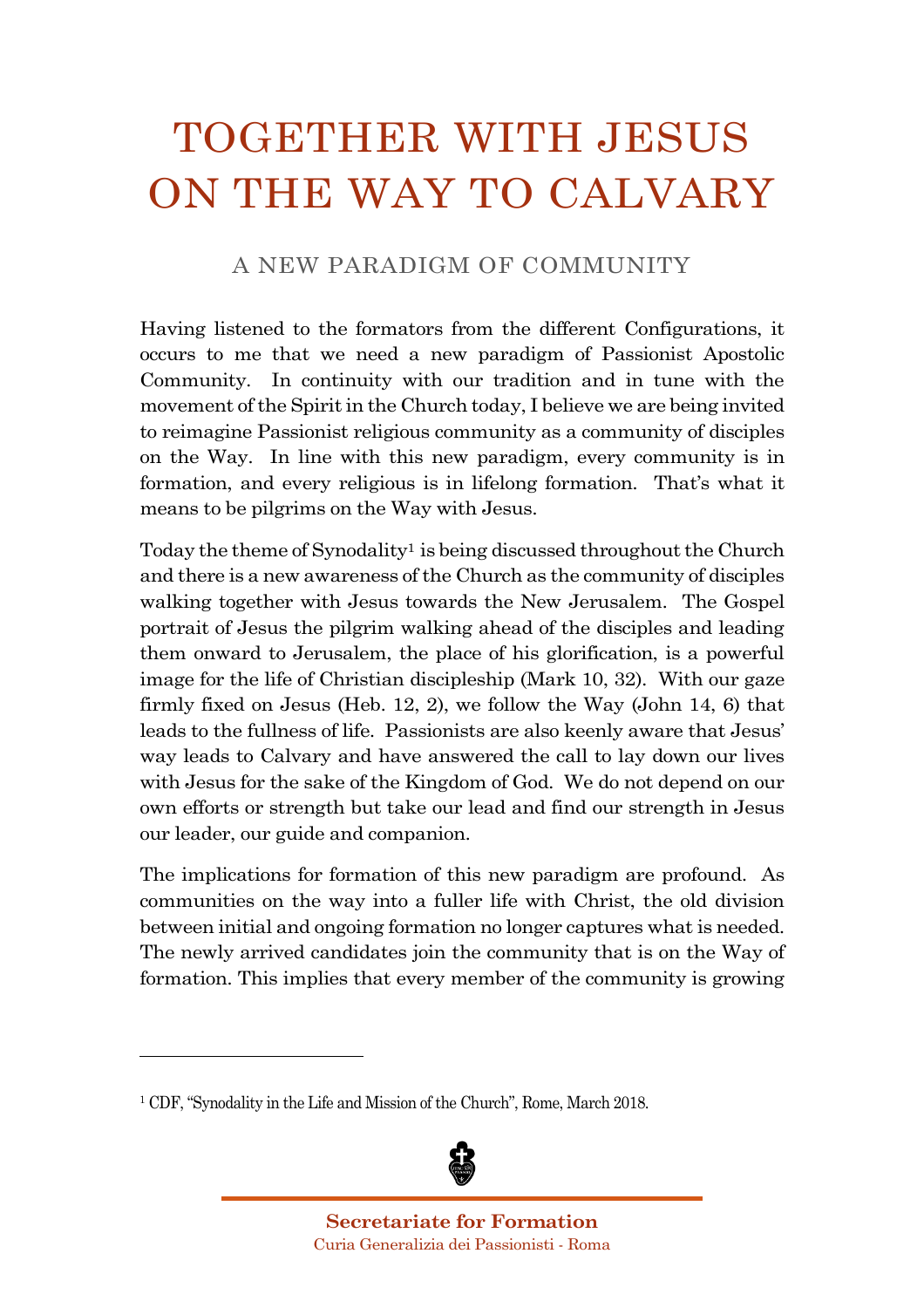# TOGETHER WITH JESUS ON THE WAY TO CALVARY

## A NEW PARADIGM OF COMMUNITY

Having listened to the formators from the different Configurations, it occurs to me that we need a new paradigm of Passionist Apostolic Community. In continuity with our tradition and in tune with the movement of the Spirit in the Church today, I believe we are being invited to reimagine Passionist religious community as a community of disciples on the Way. In line with this new paradigm, every community is in formation, and every religious is in lifelong formation. That's what it means to be pilgrims on the Way with Jesus.

Today the theme of Synodality[1] is being discussed throughout the Church and there is a new awareness of the Church as the community of disciples walking together with Jesus towards the New Jerusalem. The Gospel portrait of Jesus the pilgrim walking ahead of the disciples and leading them onward to Jerusalem, the place of his glorification, is a powerful image for the life of Christian discipleship (Mark 10, 32). With our gaze firmly fixed on Jesus (Heb. 12, 2), we follow the Way (John 14, 6) that leads to the fullness of life. Passionists are also keenly aware that Jesus' way leads to Calvary and have answered the call to lay down our lives with Jesus for the sake of the Kingdom of God. We do not depend on our own efforts or strength but take our lead and find our strength in Jesus our leader, our guide and companion.

The implications for formation of this new paradigm are profound. As communities on the way into a fuller life with Christ, the old division between initial and ongoing formation no longer captures what is needed. The newly arrived candidates join the community that is on the Way of formation. This implies that every member of the community is growing

---

[1] CDF, "Synodality in the Life and Mission of the Church", Rome, March 2018.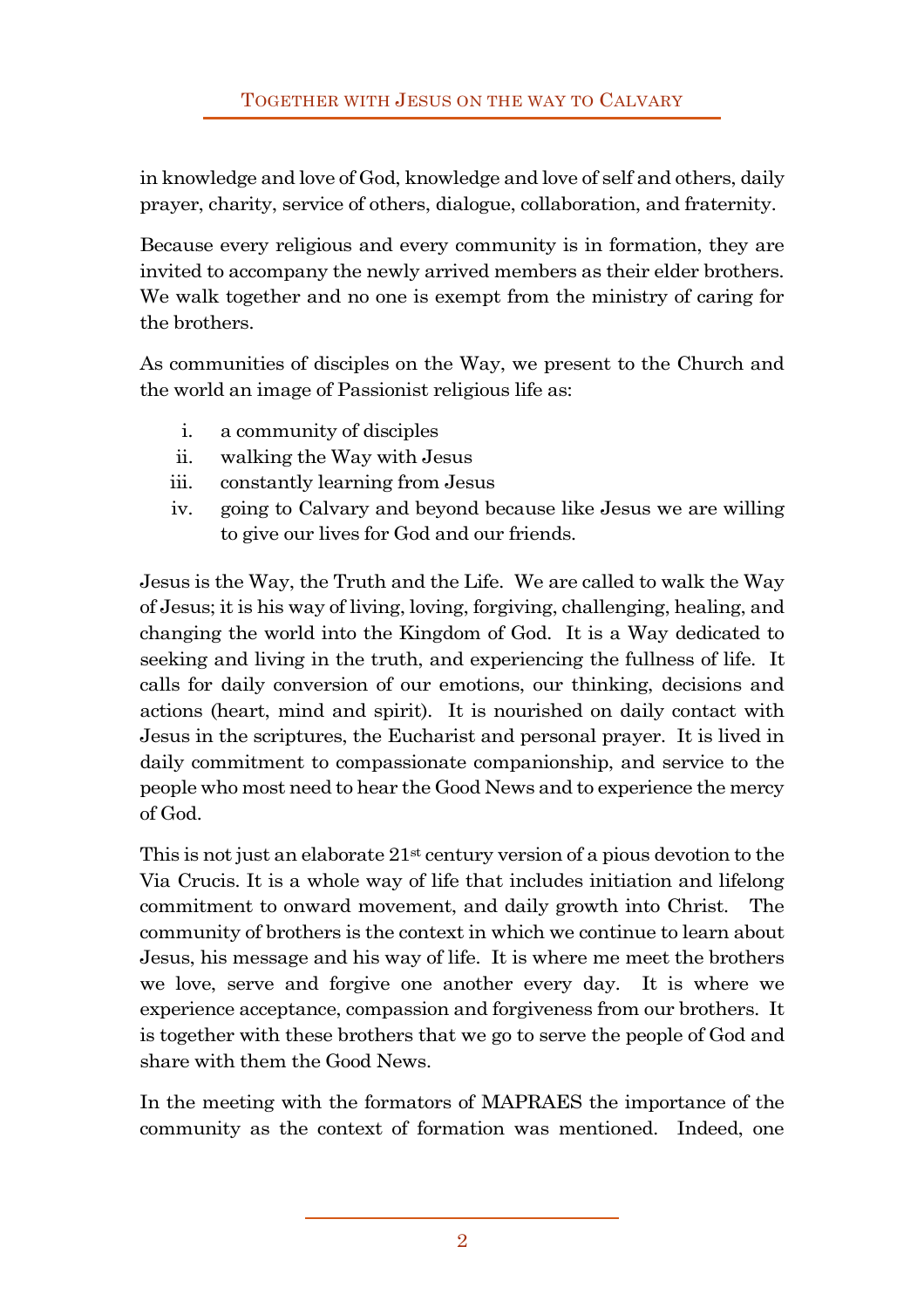in knowledge and love of God, knowledge and love of self and others, daily prayer, charity, service of others, dialogue, collaboration, and fraternity.

Because every religious and every community is in formation, they are invited to accompany the newly arrived members as their elder brothers. We walk together and no one is exempt from the ministry of caring for the brothers.

As communities of disciples on the Way, we present to the Church and the world an image of Passionist religious life as:

i. a community of disciples
ii. walking the Way with Jesus
iii. constantly learning from Jesus
iv. going to Calvary and beyond because like Jesus we are willing to give our lives for God and our friends.

Jesus is the Way, the Truth and the Life. We are called to walk the Way of Jesus; it is his way of living, loving, forgiving, challenging, healing, and changing the world into the Kingdom of God. It is a Way dedicated to seeking and living in the truth, and experiencing the fullness of life. It calls for daily conversion of our emotions, our thinking, decisions and actions (heart, mind and spirit). It is nourished on daily contact with Jesus in the scriptures, the Eucharist and personal prayer. It is lived in daily commitment to compassionate companionship, and service to the people who most need to hear the Good News and to experience the mercy of God.

This is not just an elaborate 21st century version of a pious devotion to the Via Crucis. It is a whole way of life that includes initiation and lifelong commitment to onward movement, and daily growth into Christ. The community of brothers is the context in which we continue to learn about Jesus, his message and his way of life. It is where me meet the brothers we love, serve and forgive one another every day. It is where we experience acceptance, compassion and forgiveness from our brothers. It is together with these brothers that we go to serve the people of God and share with them the Good News.

In the meeting with the formators of MAPRAES the importance of the community as the context of formation was mentioned. Indeed, one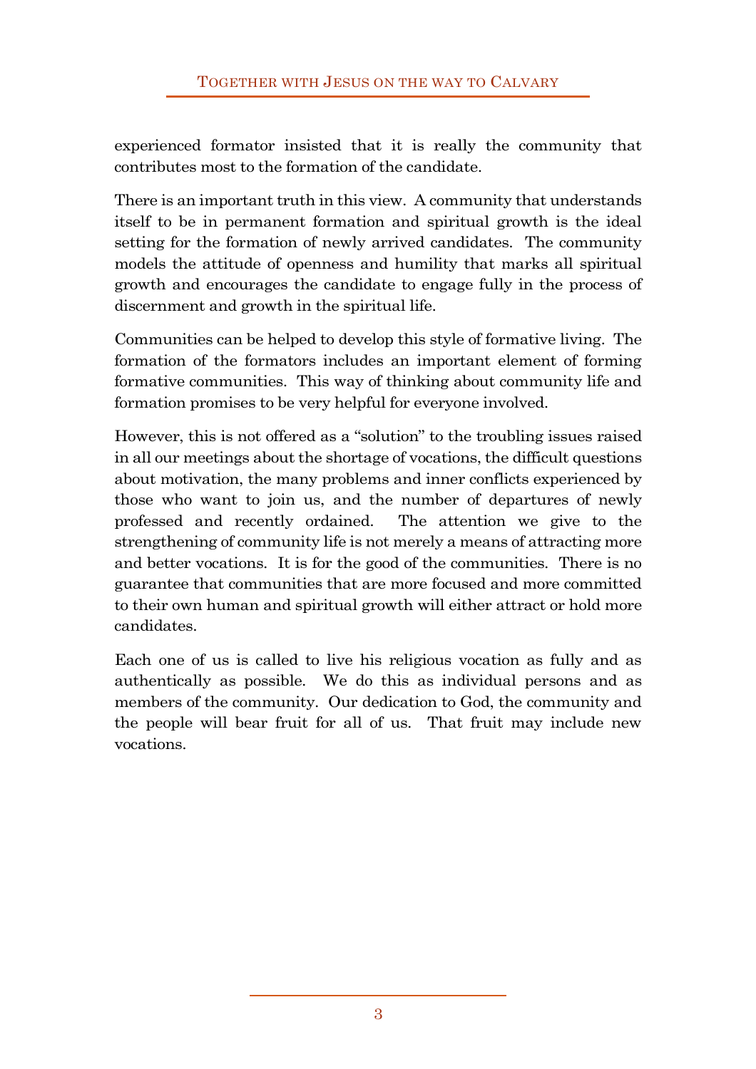experienced formator insisted that it is really the community that contributes most to the formation of the candidate.

There is an important truth in this view. A community that understands itself to be in permanent formation and spiritual growth is the ideal setting for the formation of newly arrived candidates. The community models the attitude of openness and humility that marks all spiritual growth and encourages the candidate to engage fully in the process of discernment and growth in the spiritual life.

Communities can be helped to develop this style of formative living. The formation of the formators includes an important element of forming formative communities. This way of thinking about community life and formation promises to be very helpful for everyone involved.

However, this is not offered as a "solution" to the troubling issues raised in all our meetings about the shortage of vocations, the difficult questions about motivation, the many problems and inner conflicts experienced by those who want to join us, and the number of departures of newly professed and recently ordained. The attention we give to the strengthening of community life is not merely a means of attracting more and better vocations. It is for the good of the communities. There is no guarantee that communities that are more focused and more committed to their own human and spiritual growth will either attract or hold more candidates.

Each one of us is called to live his religious vocation as fully and as authentically as possible. We do this as individual persons and as members of the community. Our dedication to God, the community and the people will bear fruit for all of us. That fruit may include new vocations.